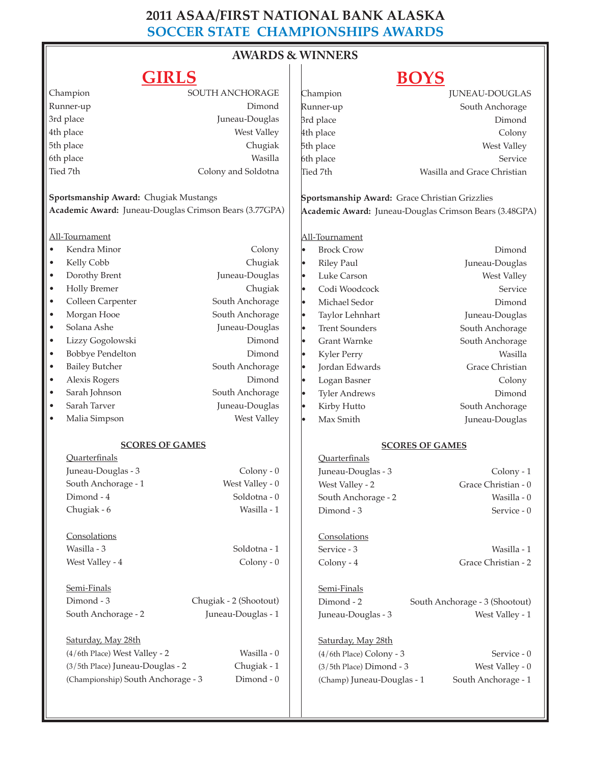# 2011 ASAA/FIRST NATIONAL BANK ALASKA
## SOCCER STATE CHAMPIONSHIPS AWARDS

### AWARDS & WINNERS

## GIRLS

| | |
|---|---|
| Champion | SOUTH ANCHORAGE |
| Runner-up | Dimond |
| 3rd place | Juneau-Douglas |
| 4th place | West Valley |
| 5th place | Chugiak |
| 6th place | Wasilla |
| Tied 7th | Colony and Soldotna |

**Sportsmanship Award:** Chugiak Mustangs
**Academic Award:** Juneau-Douglas Crimson Bears (3.77GPA)

All-Tournament

- Kendra Minor — Colony
- Kelly Cobb — Chugiak
- Dorothy Brent — Juneau-Douglas
- Holly Bremer — Chugiak
- Colleen Carpenter — South Anchorage
- Morgan Hooe — South Anchorage
- Solana Ashe — Juneau-Douglas
- Lizzy Gogolowski — Dimond
- Bobbye Pendelton — Dimond
- Bailey Butcher — South Anchorage
- Alexis Rogers — Dimond
- Sarah Johnson — South Anchorage
- Sarah Tarver — Juneau-Douglas
- Malia Simpson — West Valley

### SCORES OF GAMES

Quarterfinals

| | |
|---|---|
| Juneau-Douglas - 3 | Colony - 0 |
| South Anchorage - 1 | West Valley - 0 |
| Dimond - 4 | Soldotna - 0 |
| Chugiak - 6 | Wasilla - 1 |

Consolations

| | |
|---|---|
| Wasilla - 3 | Soldotna - 1 |
| West Valley - 4 | Colony - 0 |

Semi-Finals

| | |
|---|---|
| Dimond - 3 | Chugiak - 2 (Shootout) |
| South Anchorage - 2 | Juneau-Douglas - 1 |

Saturday, May 28th

| | |
|---|---|
| (4/6th Place) West Valley - 2 | Wasilla - 0 |
| (3/5th Place) Juneau-Douglas - 2 | Chugiak - 1 |
| (Championship) South Anchorage - 3 | Dimond - 0 |

## BOYS

| | |
|---|---|
| Champion | JUNEAU-DOUGLAS |
| Runner-up | South Anchorage |
| 3rd place | Dimond |
| 4th place | Colony |
| 5th place | West Valley |
| 6th place | Service |
| Tied 7th | Wasilla and Grace Christian |

**Sportsmanship Award:** Grace Christian Grizzlies
**Academic Award:** Juneau-Douglas Crimson Bears (3.48GPA)

All-Tournament

- Brock Crow — Dimond
- Riley Paul — Juneau-Douglas
- Luke Carson — West Valley
- Codi Woodcock — Service
- Michael Sedor — Dimond
- Taylor Lehnhart — Juneau-Douglas
- Trent Sounders — South Anchorage
- Grant Warnke — South Anchorage
- Kyler Perry — Wasilla
- Jordan Edwards — Grace Christian
- Logan Basner — Colony
- Tyler Andrews — Dimond
- Kirby Hutto — South Anchorage
- Max Smith — Juneau-Douglas

### SCORES OF GAMES

Quarterfinals

| | |
|---|---|
| Juneau-Douglas - 3 | Colony - 1 |
| West Valley - 2 | Grace Christian - 0 |
| South Anchorage - 2 | Wasilla - 0 |
| Dimond - 3 | Service - 0 |

Consolations

| | |
|---|---|
| Service - 3 | Wasilla - 1 |
| Colony - 4 | Grace Christian - 2 |

Semi-Finals

| | |
|---|---|
| Dimond - 2 | South Anchorage - 3 (Shootout) |
| Juneau-Douglas - 3 | West Valley - 1 |

Saturday, May 28th

| | |
|---|---|
| (4/6th Place) Colony - 3 | Service - 0 |
| (3/5th Place) Dimond - 3 | West Valley - 0 |
| (Champ) Juneau-Douglas - 1 | South Anchorage - 1 |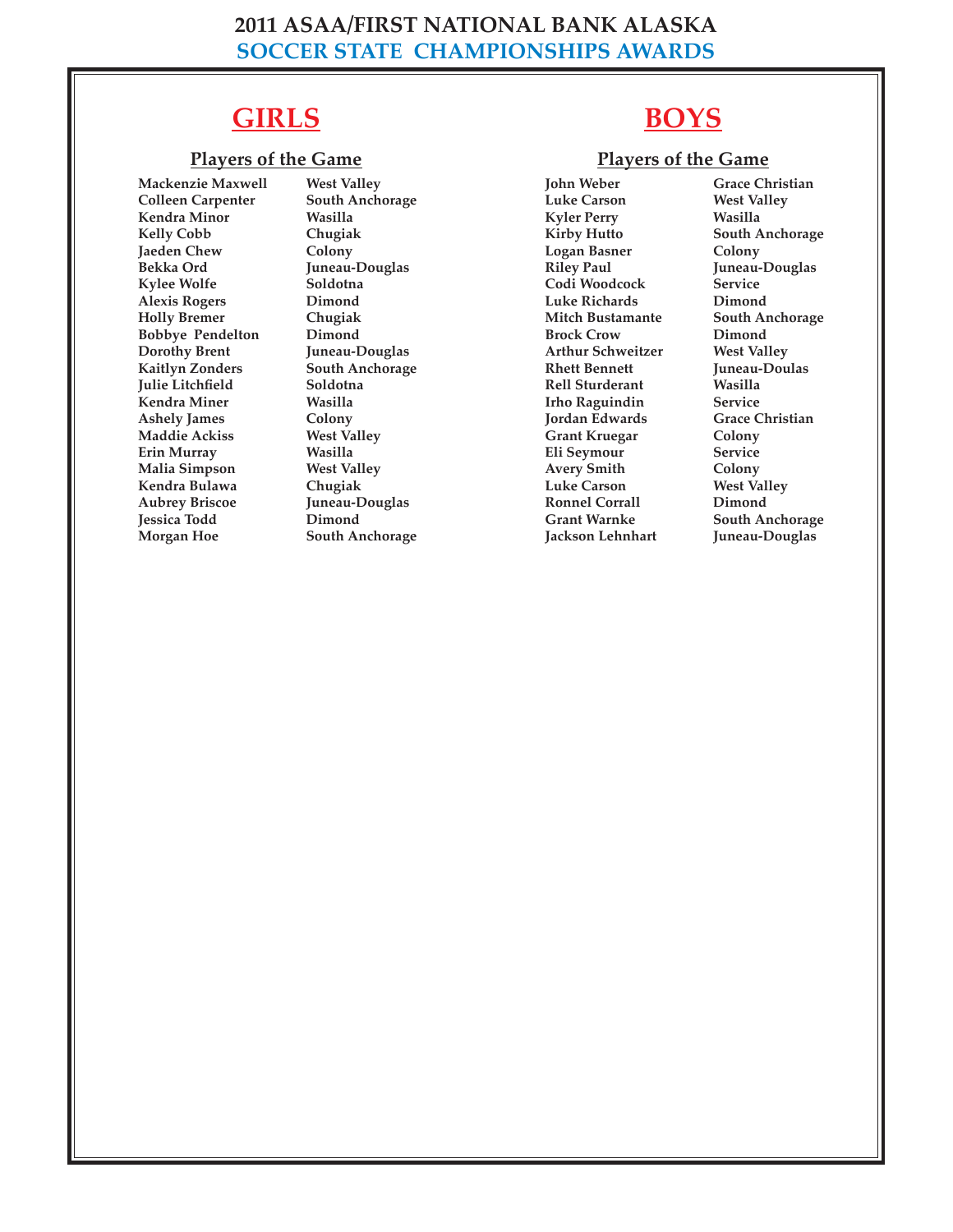# 2011 ASAA/FIRST NATIONAL BANK ALASKA
## SOCCER STATE CHAMPIONSHIPS AWARDS

## GIRLS

### Players of the Game

| | |
|---|---|
| Mackenzie Maxwell | West Valley |
| Colleen Carpenter | South Anchorage |
| Kendra Minor | Wasilla |
| Kelly Cobb | Chugiak |
| Jaeden Chew | Colony |
| Bekka Ord | Juneau-Douglas |
| Kylee Wolfe | Soldotna |
| Alexis Rogers | Dimond |
| Holly Bremer | Chugiak |
| Bobbye Pendelton | Dimond |
| Dorothy Brent | Juneau-Douglas |
| Kaitlyn Zonders | South Anchorage |
| Julie Litchfield | Soldotna |
| Kendra Miner | Wasilla |
| Ashely James | Colony |
| Maddie Ackiss | West Valley |
| Erin Murray | Wasilla |
| Malia Simpson | West Valley |
| Kendra Bulawa | Chugiak |
| Aubrey Briscoe | Juneau-Douglas |
| Jessica Todd | Dimond |
| Morgan Hoe | South Anchorage |

## BOYS

### Players of the Game

| | |
|---|---|
| John Weber | Grace Christian |
| Luke Carson | West Valley |
| Kyler Perry | Wasilla |
| Kirby Hutto | South Anchorage |
| Logan Basner | Colony |
| Riley Paul | Juneau-Douglas |
| Codi Woodcock | Service |
| Luke Richards | Dimond |
| Mitch Bustamante | South Anchorage |
| Brock Crow | Dimond |
| Arthur Schweitzer | West Valley |
| Rhett Bennett | Juneau-Doulas |
| Rell Sturderant | Wasilla |
| Irho Raguindin | Service |
| Jordan Edwards | Grace Christian |
| Grant Kruegar | Colony |
| Eli Seymour | Service |
| Avery Smith | Colony |
| Luke Carson | West Valley |
| Ronnel Corrall | Dimond |
| Grant Warnke | South Anchorage |
| Jackson Lehnhart | Juneau-Douglas |